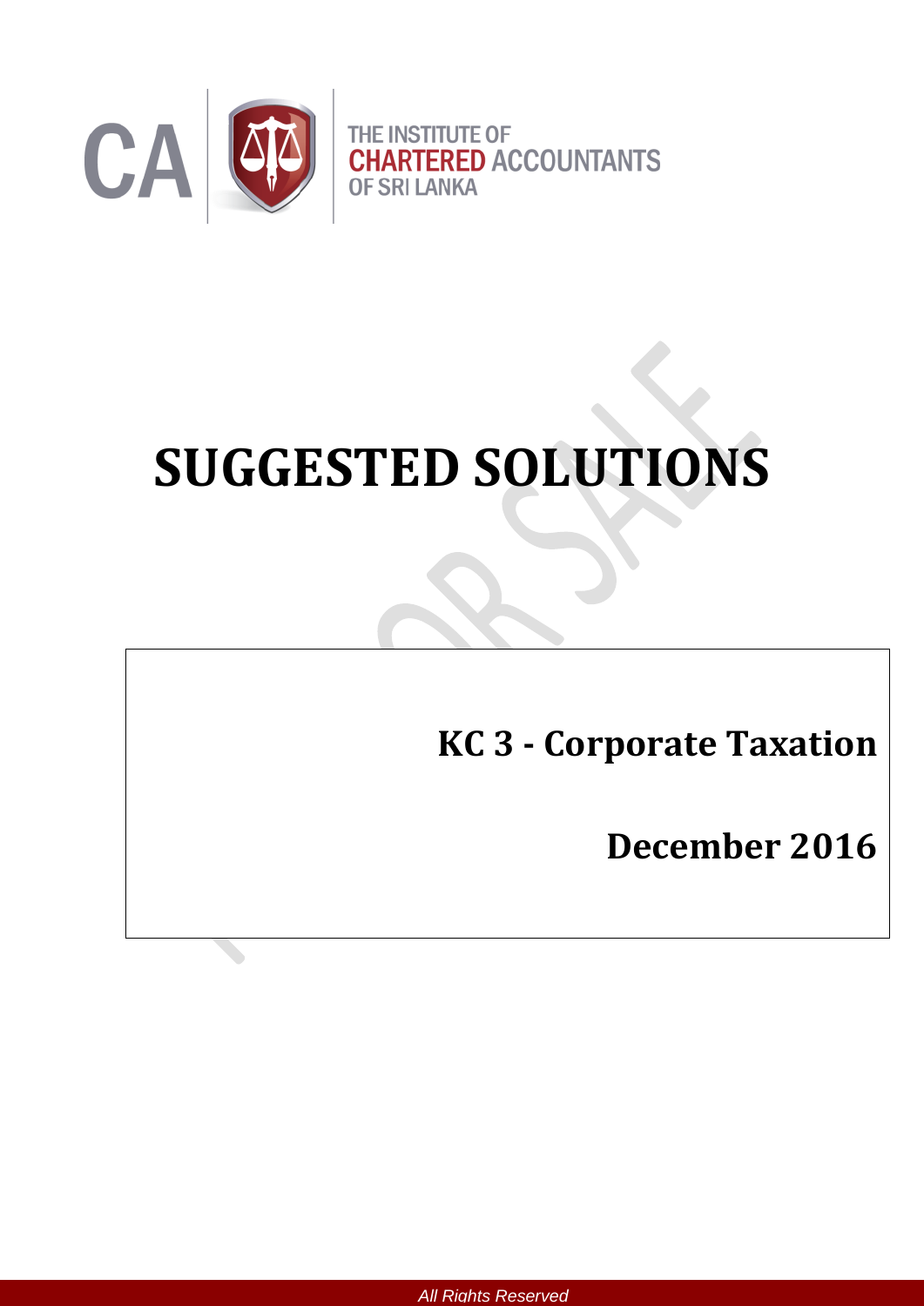CA

THE INSTITUTE OF
**CHARTERED** ACCOUNTANTS
OF SRI LANKA

# SUGGESTED SOLUTIONS

## KC 3 - Corporate Taxation

## December 2016

*All Rights Reserved*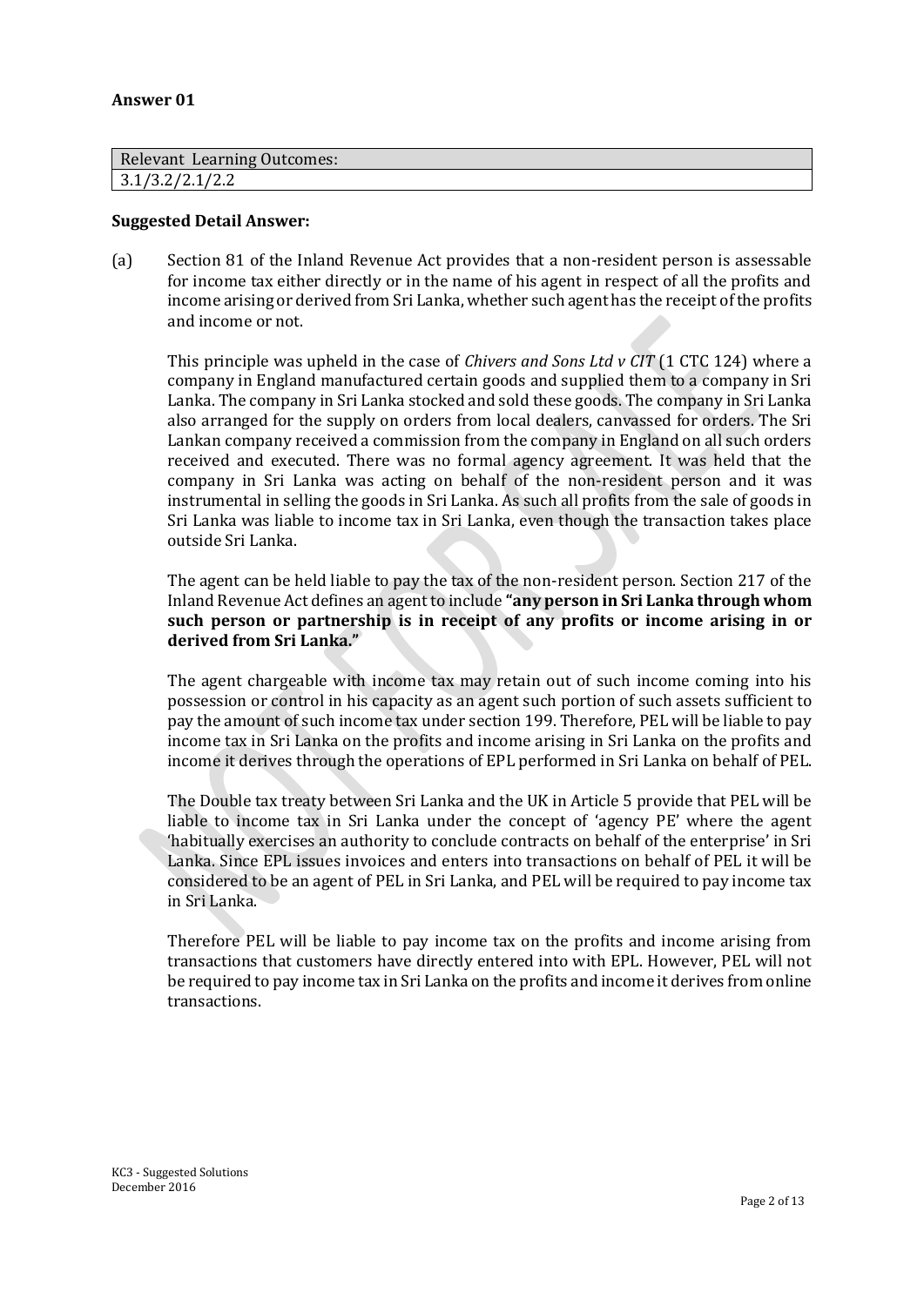**Answer 01**

| Relevant Learning Outcomes: |
| --- |
| 3.1/3.2/2.1/2.2 |

**Suggested Detail Answer:**

(a) Section 81 of the Inland Revenue Act provides that a non-resident person is assessable for income tax either directly or in the name of his agent in respect of all the profits and income arising or derived from Sri Lanka, whether such agent has the receipt of the profits and income or not.

This principle was upheld in the case of *Chivers and Sons Ltd v CIT* (1 CTC 124) where a company in England manufactured certain goods and supplied them to a company in Sri Lanka. The company in Sri Lanka stocked and sold these goods. The company in Sri Lanka also arranged for the supply on orders from local dealers, canvassed for orders. The Sri Lankan company received a commission from the company in England on all such orders received and executed. There was no formal agency agreement. It was held that the company in Sri Lanka was acting on behalf of the non-resident person and it was instrumental in selling the goods in Sri Lanka. As such all profits from the sale of goods in Sri Lanka was liable to income tax in Sri Lanka, even though the transaction takes place outside Sri Lanka.

The agent can be held liable to pay the tax of the non-resident person. Section 217 of the Inland Revenue Act defines an agent to include **"any person in Sri Lanka through whom such person or partnership is in receipt of any profits or income arising in or derived from Sri Lanka."**

The agent chargeable with income tax may retain out of such income coming into his possession or control in his capacity as an agent such portion of such assets sufficient to pay the amount of such income tax under section 199. Therefore, PEL will be liable to pay income tax in Sri Lanka on the profits and income arising in Sri Lanka on the profits and income it derives through the operations of EPL performed in Sri Lanka on behalf of PEL.

The Double tax treaty between Sri Lanka and the UK in Article 5 provide that PEL will be liable to income tax in Sri Lanka under the concept of 'agency PE' where the agent 'habitually exercises an authority to conclude contracts on behalf of the enterprise' in Sri Lanka. Since EPL issues invoices and enters into transactions on behalf of PEL it will be considered to be an agent of PEL in Sri Lanka, and PEL will be required to pay income tax in Sri Lanka.

Therefore PEL will be liable to pay income tax on the profits and income arising from transactions that customers have directly entered into with EPL. However, PEL will not be required to pay income tax in Sri Lanka on the profits and income it derives from online transactions.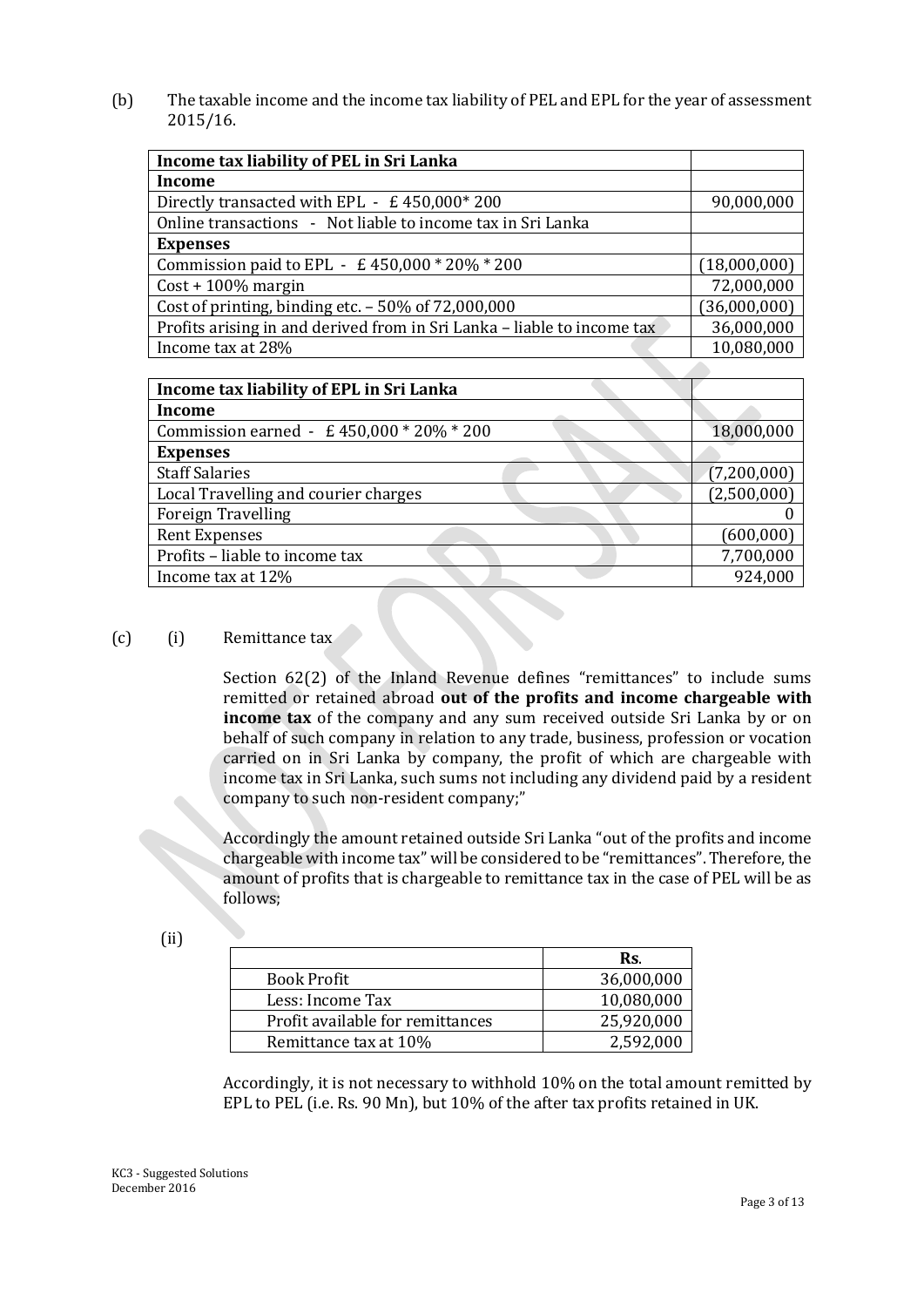(b) The taxable income and the income tax liability of PEL and EPL for the year of assessment 2015/16.

| **Income tax liability of PEL in Sri Lanka** | |
|---|---|
| **Income** | |
| Directly transacted with EPL - £ 450,000* 200 | 90,000,000 |
| Online transactions - Not liable to income tax in Sri Lanka | |
| **Expenses** | |
| Commission paid to EPL - £ 450,000 * 20% * 200 | (18,000,000) |
| Cost + 100% margin | 72,000,000 |
| Cost of printing, binding etc. – 50% of 72,000,000 | (36,000,000) |
| Profits arising in and derived from in Sri Lanka – liable to income tax | 36,000,000 |
| Income tax at 28% | 10,080,000 |

| **Income tax liability of EPL in Sri Lanka** | |
|---|---|
| **Income** | |
| Commission earned - £ 450,000 * 20% * 200 | 18,000,000 |
| **Expenses** | |
| Staff Salaries | (7,200,000) |
| Local Travelling and courier charges | (2,500,000) |
| Foreign Travelling | 0 |
| Rent Expenses | (600,000) |
| Profits – liable to income tax | 7,700,000 |
| Income tax at 12% | 924,000 |

(c) (i) Remittance tax

Section 62(2) of the Inland Revenue defines "remittances" to include sums remitted or retained abroad **out of the profits and income chargeable with income tax** of the company and any sum received outside Sri Lanka by or on behalf of such company in relation to any trade, business, profession or vocation carried on in Sri Lanka by company, the profit of which are chargeable with income tax in Sri Lanka, such sums not including any dividend paid by a resident company to such non-resident company;"

Accordingly the amount retained outside Sri Lanka "out of the profits and income chargeable with income tax" will be considered to be "remittances". Therefore, the amount of profits that is chargeable to remittance tax in the case of PEL will be as follows;

(ii)

| | **Rs.** |
|---|---|
| Book Profit | 36,000,000 |
| Less: Income Tax | 10,080,000 |
| Profit available for remittances | 25,920,000 |
| Remittance tax at 10% | 2,592,000 |

Accordingly, it is not necessary to withhold 10% on the total amount remitted by EPL to PEL (i.e. Rs. 90 Mn), but 10% of the after tax profits retained in UK.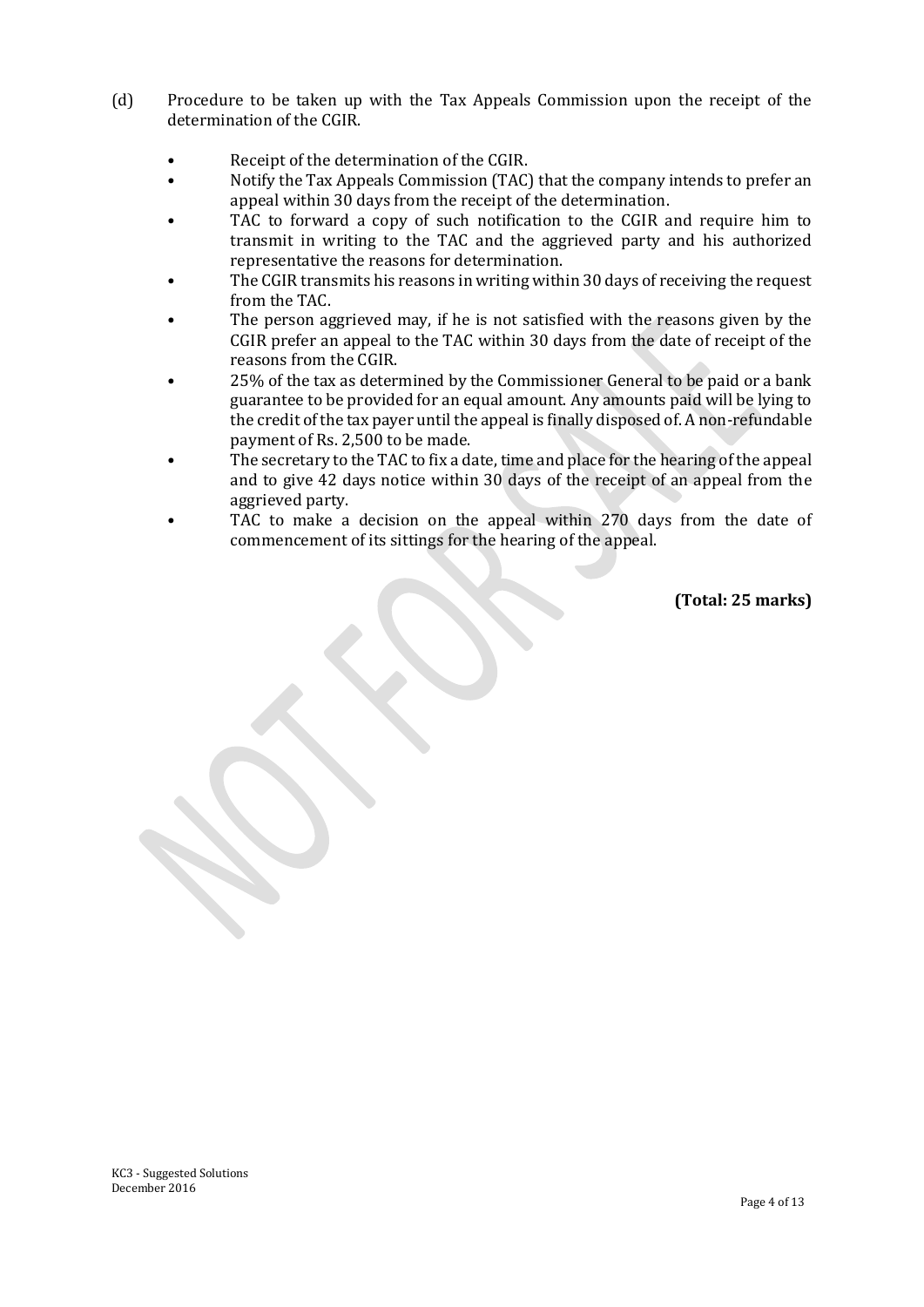(d) Procedure to be taken up with the Tax Appeals Commission upon the receipt of the determination of the CGIR.

- Receipt of the determination of the CGIR.
- Notify the Tax Appeals Commission (TAC) that the company intends to prefer an appeal within 30 days from the receipt of the determination.
- TAC to forward a copy of such notification to the CGIR and require him to transmit in writing to the TAC and the aggrieved party and his authorized representative the reasons for determination.
- The CGIR transmits his reasons in writing within 30 days of receiving the request from the TAC.
- The person aggrieved may, if he is not satisfied with the reasons given by the CGIR prefer an appeal to the TAC within 30 days from the date of receipt of the reasons from the CGIR.
- 25% of the tax as determined by the Commissioner General to be paid or a bank guarantee to be provided for an equal amount. Any amounts paid will be lying to the credit of the tax payer until the appeal is finally disposed of. A non-refundable payment of Rs. 2,500 to be made.
- The secretary to the TAC to fix a date, time and place for the hearing of the appeal and to give 42 days notice within 30 days of the receipt of an appeal from the aggrieved party.
- TAC to make a decision on the appeal within 270 days from the date of commencement of its sittings for the hearing of the appeal.

**(Total: 25 marks)**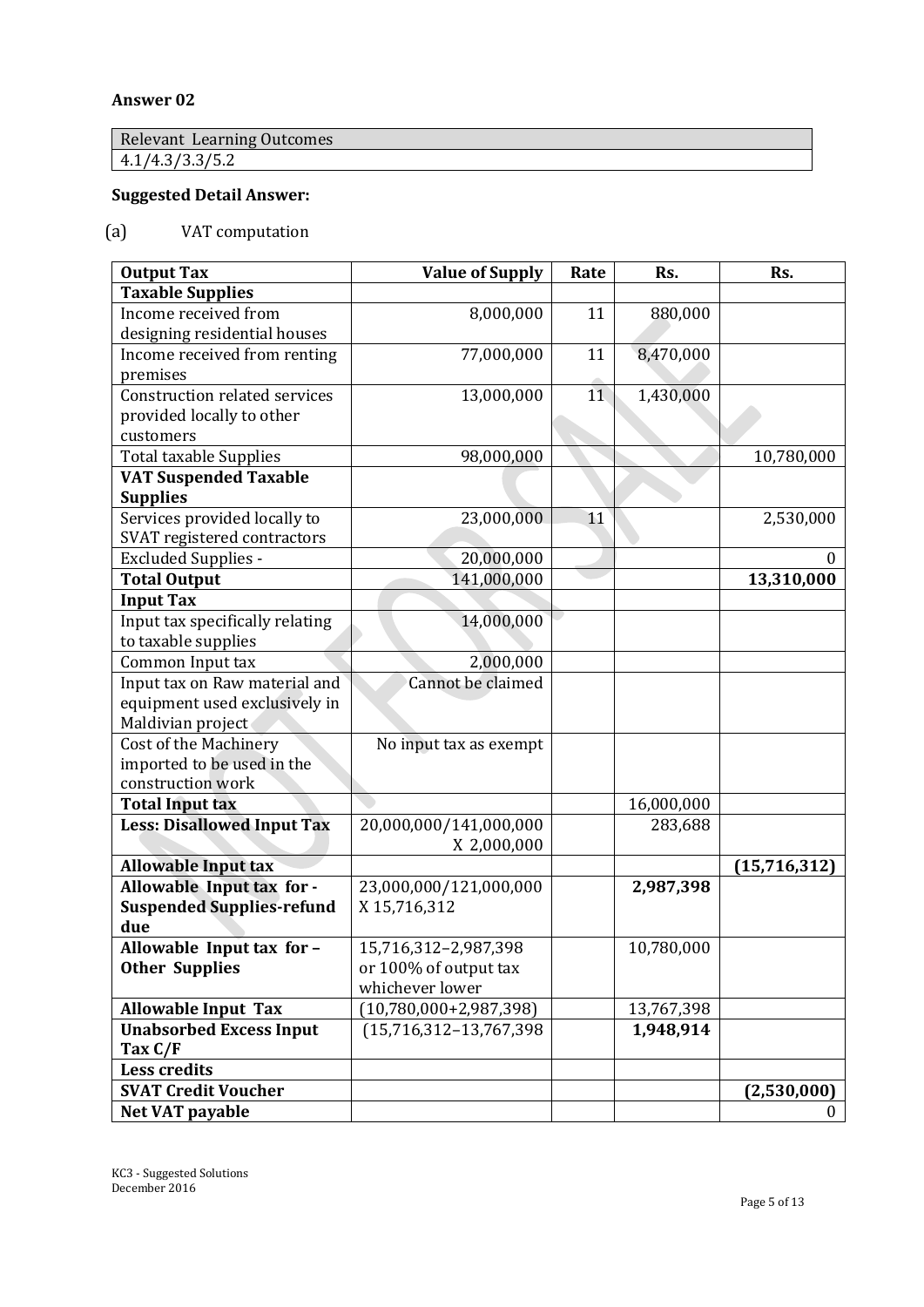**Answer 02**

| Relevant Learning Outcomes |
| --- |
| 4.1/4.3/3.3/5.2 |

**Suggested Detail Answer:**

(a) VAT computation

| Output Tax | Value of Supply | Rate | Rs. | Rs. |
| --- | ---: | ---: | ---: | ---: |
| **Taxable Supplies** | | | | |
| Income received from designing residential houses | 8,000,000 | 11 | 880,000 | |
| Income received from renting premises | 77,000,000 | 11 | 8,470,000 | |
| Construction related services provided locally to other customers | 13,000,000 | 11 | 1,430,000 | |
| Total taxable Supplies | 98,000,000 | | | 10,780,000 |
| **VAT Suspended Taxable Supplies** | | | | |
| Services provided locally to SVAT registered contractors | 23,000,000 | 11 | | 2,530,000 |
| Excluded Supplies - | 20,000,000 | | | 0 |
| **Total Output** | 141,000,000 | | | **13,310,000** |
| **Input Tax** | | | | |
| Input tax specifically relating to taxable supplies | 14,000,000 | | | |
| Common Input tax | 2,000,000 | | | |
| Input tax on Raw material and equipment used exclusively in Maldivian project | Cannot be claimed | | | |
| Cost of the Machinery imported to be used in the construction work | No input tax as exempt | | | |
| **Total Input tax** | | | 16,000,000 | |
| **Less: Disallowed Input Tax** | 20,000,000/141,000,000 X 2,000,000 | | 283,688 | |
| **Allowable Input tax** | | | | **(15,716,312)** |
| **Allowable Input tax for - Suspended Supplies-refund due** | 23,000,000/121,000,000 X 15,716,312 | | **2,987,398** | |
| **Allowable Input tax for – Other Supplies** | 15,716,312–2,987,398 or 100% of output tax whichever lower | | 10,780,000 | |
| **Allowable Input Tax** | (10,780,000+2,987,398) | | 13,767,398 | |
| **Unabsorbed Excess Input Tax C/F** | (15,716,312–13,767,398 | | **1,948,914** | |
| **Less credits** | | | | |
| **SVAT Credit Voucher** | | | | **(2,530,000)** |
| **Net VAT payable** | | | | 0 |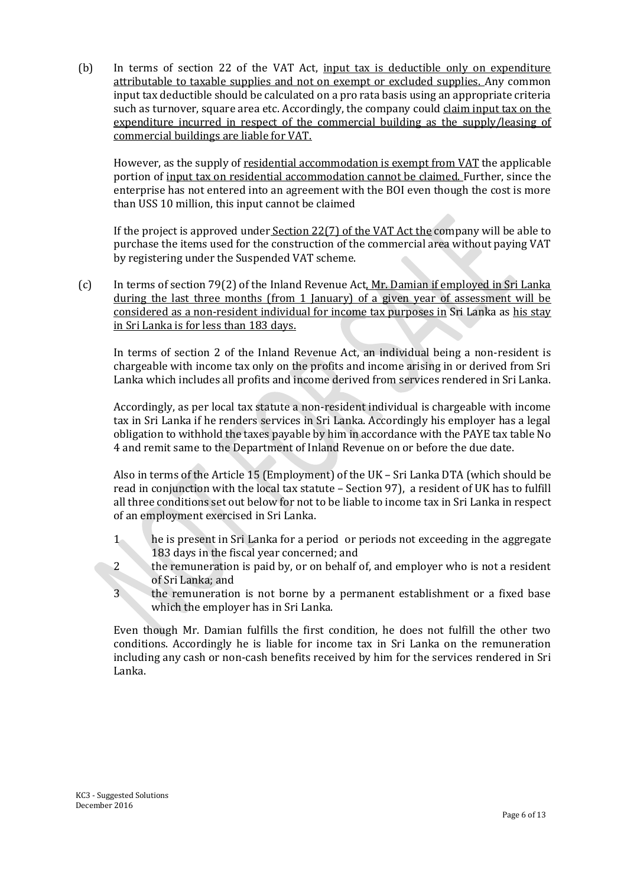(b) In terms of section 22 of the VAT Act, input tax is deductible only on expenditure attributable to taxable supplies and not on exempt or excluded supplies. Any common input tax deductible should be calculated on a pro rata basis using an appropriate criteria such as turnover, square area etc. Accordingly, the company could claim input tax on the expenditure incurred in respect of the commercial building as the supply/leasing of commercial buildings are liable for VAT.

However, as the supply of residential accommodation is exempt from VAT the applicable portion of input tax on residential accommodation cannot be claimed. Further, since the enterprise has not entered into an agreement with the BOI even though the cost is more than USS 10 million, this input cannot be claimed

If the project is approved under Section 22(7) of the VAT Act the company will be able to purchase the items used for the construction of the commercial area without paying VAT by registering under the Suspended VAT scheme.

(c) In terms of section 79(2) of the Inland Revenue Act, Mr. Damian if employed in Sri Lanka during the last three months (from 1 January) of a given year of assessment will be considered as a non-resident individual for income tax purposes in Sri Lanka as his stay in Sri Lanka is for less than 183 days.

In terms of section 2 of the Inland Revenue Act, an individual being a non-resident is chargeable with income tax only on the profits and income arising in or derived from Sri Lanka which includes all profits and income derived from services rendered in Sri Lanka.

Accordingly, as per local tax statute a non-resident individual is chargeable with income tax in Sri Lanka if he renders services in Sri Lanka. Accordingly his employer has a legal obligation to withhold the taxes payable by him in accordance with the PAYE tax table No 4 and remit same to the Department of Inland Revenue on or before the due date.

Also in terms of the Article 15 (Employment) of the UK – Sri Lanka DTA (which should be read in conjunction with the local tax statute – Section 97), a resident of UK has to fulfill all three conditions set out below for not to be liable to income tax in Sri Lanka in respect of an employment exercised in Sri Lanka.

1. he is present in Sri Lanka for a period or periods not exceeding in the aggregate 183 days in the fiscal year concerned; and
2. the remuneration is paid by, or on behalf of, and employer who is not a resident of Sri Lanka; and
3. the remuneration is not borne by a permanent establishment or a fixed base which the employer has in Sri Lanka.

Even though Mr. Damian fulfills the first condition, he does not fulfill the other two conditions. Accordingly he is liable for income tax in Sri Lanka on the remuneration including any cash or non-cash benefits received by him for the services rendered in Sri Lanka.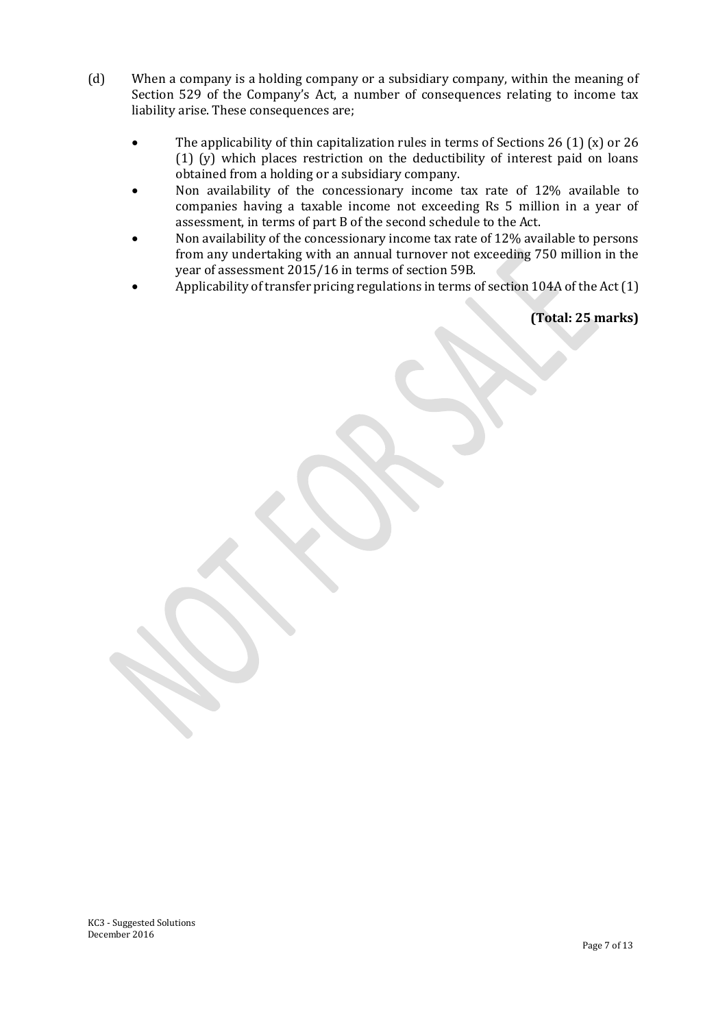(d) When a company is a holding company or a subsidiary company, within the meaning of Section 529 of the Company's Act, a number of consequences relating to income tax liability arise. These consequences are;

- The applicability of thin capitalization rules in terms of Sections 26 (1) (x) or 26 (1) (y) which places restriction on the deductibility of interest paid on loans obtained from a holding or a subsidiary company.
- Non availability of the concessionary income tax rate of 12% available to companies having a taxable income not exceeding Rs 5 million in a year of assessment, in terms of part B of the second schedule to the Act.
- Non availability of the concessionary income tax rate of 12% available to persons from any undertaking with an annual turnover not exceeding 750 million in the year of assessment 2015/16 in terms of section 59B.
- Applicability of transfer pricing regulations in terms of section 104A of the Act (1)

**(Total: 25 marks)**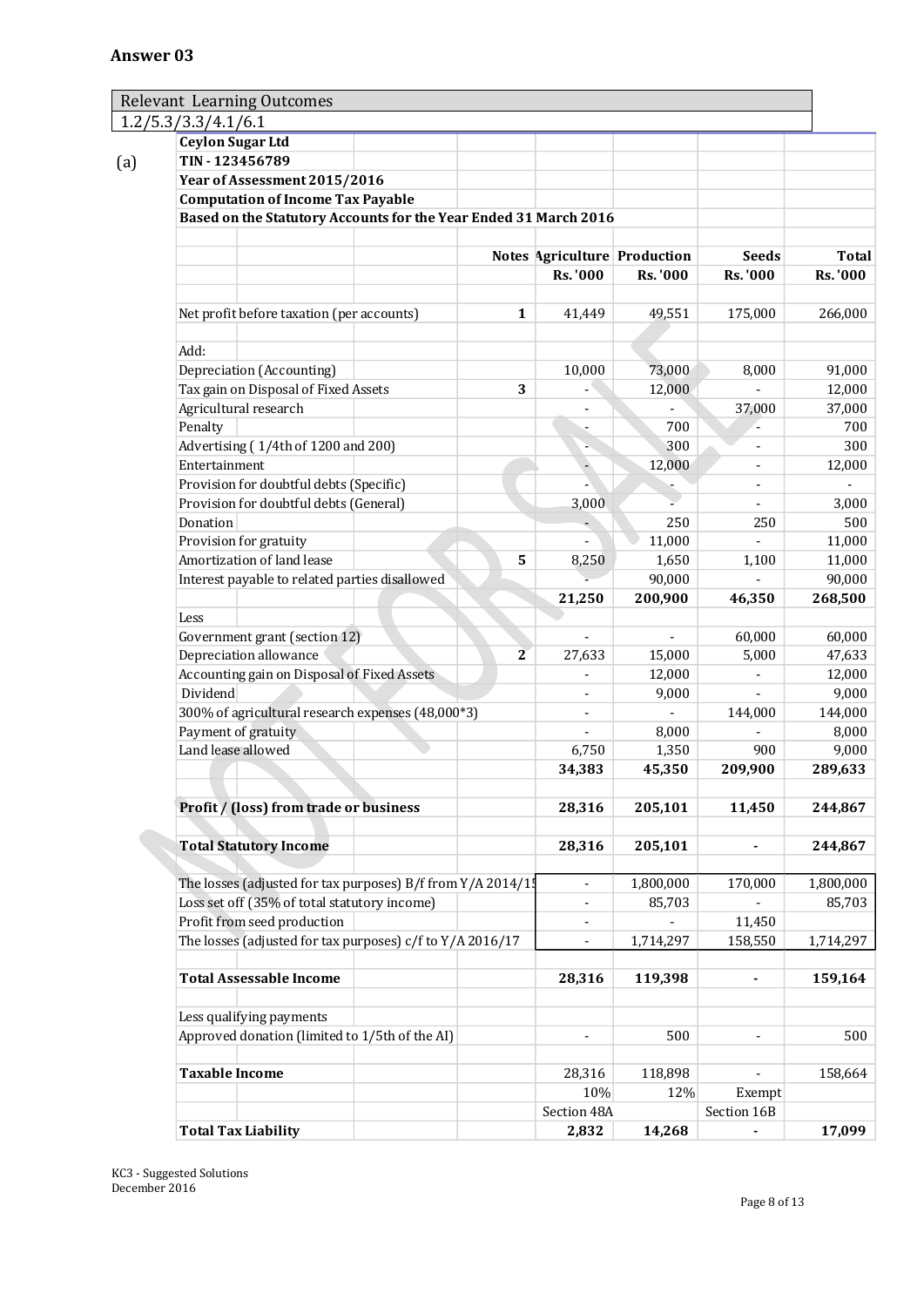## Answer 03

| Relevant Learning Outcomes |
|---|
| 1.2/5.3/3.3/4.1/6.1 |

(a)

**Ceylon Sugar Ltd**
**TIN - 123456789**
**Year of Assessment 2015/2016**
**Computation of Income Tax Payable**
**Based on the Statutory Accounts for the Year Ended 31 March 2016**

| | Notes | Agriculture | Production | Seeds | Total |
|---|---|---|---|---|---|
| | | **Rs. '000** | **Rs. '000** | **Rs. '000** | **Rs. '000** |
| Net profit before taxation (per accounts) | 1 | 41,449 | 49,551 | 175,000 | 266,000 |
| Add: | | | | | |
| Depreciation (Accounting) | | 10,000 | 73,000 | 8,000 | 91,000 |
| Tax gain on Disposal of Fixed Assets | 3 | - | 12,000 | - | 12,000 |
| Agricultural research | | - | - | 37,000 | 37,000 |
| Penalty | | - | 700 | - | 700 |
| Advertising ( 1/4th of 1200 and 200) | | - | 300 | - | 300 |
| Entertainment | | - | 12,000 | - | 12,000 |
| Provision for doubtful debts (Specific) | | - | - | - | - |
| Provision for doubtful debts (General) | | 3,000 | - | - | 3,000 |
| Donation | | - | 250 | 250 | 500 |
| Provision for gratuity | | - | 11,000 | - | 11,000 |
| Amortization of land lease | 5 | 8,250 | 1,650 | 1,100 | 11,000 |
| Interest payable to related parties disallowed | | - | 90,000 | - | 90,000 |
| | | **21,250** | **200,900** | **46,350** | **268,500** |
| Less | | | | | |
| Government grant (section 12) | | - | - | 60,000 | 60,000 |
| Depreciation allowance | 2 | 27,633 | 15,000 | 5,000 | 47,633 |
| Accounting gain on Disposal of Fixed Assets | | - | 12,000 | - | 12,000 |
| Dividend | | - | 9,000 | - | 9,000 |
| 300% of agricultural research expenses (48,000*3) | | - | - | 144,000 | 144,000 |
| Payment of gratuity | | - | 8,000 | - | 8,000 |
| Land lease allowed | | 6,750 | 1,350 | 900 | 9,000 |
| | | **34,383** | **45,350** | **209,900** | **289,633** |
| **Profit / (loss) from trade or business** | | **28,316** | **205,101** | **11,450** | **244,867** |
| **Total Statutory Income** | | **28,316** | **205,101** | **-** | **244,867** |
| The losses (adjusted for tax purposes) B/f from Y/A 2014/15 | | - | 1,800,000 | 170,000 | 1,800,000 |
| Loss set off (35% of total statutory income) | | - | 85,703 | - | 85,703 |
| Profit from seed production | | - | - | 11,450 | |
| The losses (adjusted for tax purposes) c/f to Y/A 2016/17 | | - | 1,714,297 | 158,550 | 1,714,297 |
| **Total Assessable Income** | | **28,316** | **119,398** | **-** | **159,164** |
| Less qualifying payments | | | | | |
| Approved donation (limited to 1/5th of the AI) | | - | 500 | - | 500 |
| **Taxable Income** | | 28,316 | 118,898 | - | 158,664 |
| | | 10% | 12% | Exempt | |
| | | Section 48A | | Section 16B | |
| **Total Tax Liability** | | **2,832** | **14,268** | **-** | **17,099** |

KC3 - Suggested Solutions
December 2016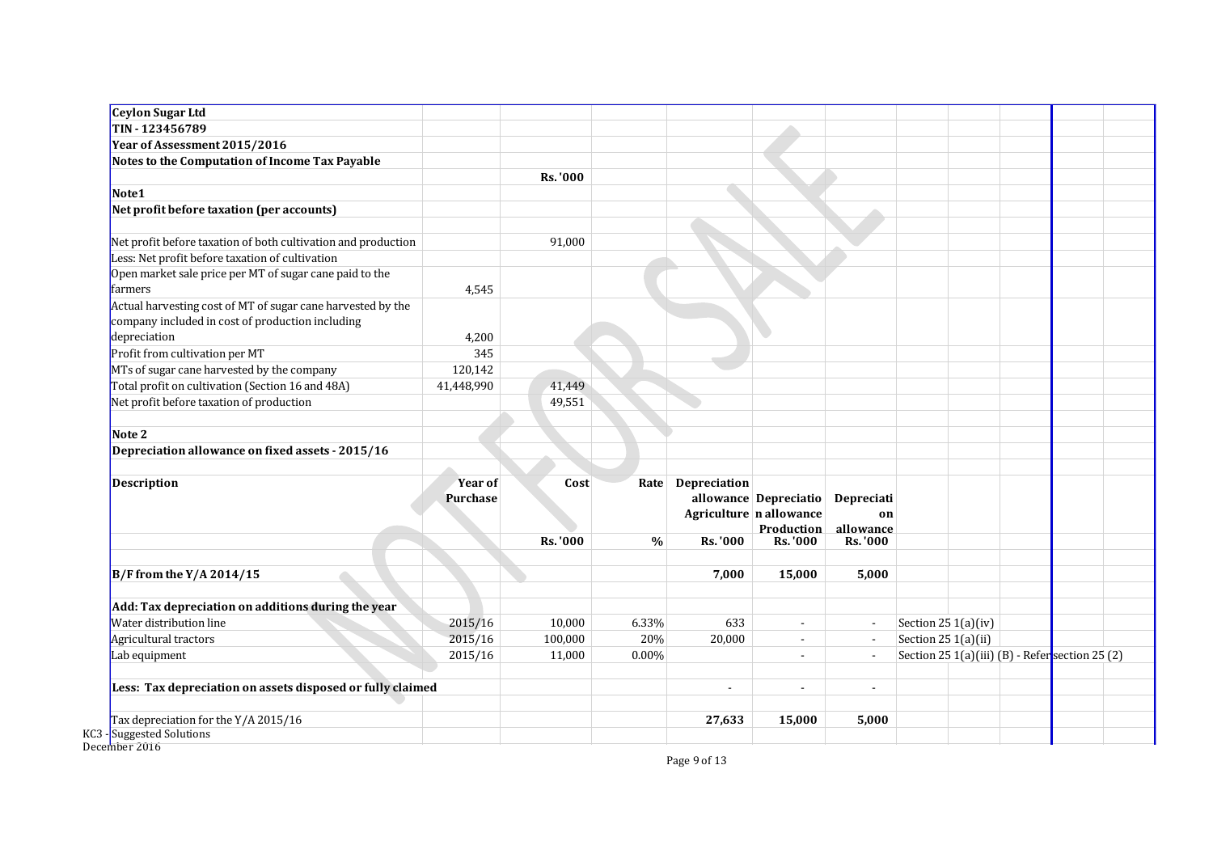**Ceylon Sugar Ltd**

**TIN - 123456789**

**Year of Assessment 2015/2016**

**Notes to the Computation of Income Tax Payable**

| | | Rs. '000 |
|---|---|---|
| **Note1** | | |
| **Net profit before taxation (per accounts)** | | |
| Net profit before taxation of both cultivation and production | | 91,000 |
| Less: Net profit before taxation of cultivation | | |
| Open market sale price per MT of sugar cane paid to the farmers | 4,545 | |
| Actual harvesting cost of MT of sugar cane harvested by the company included in cost of production including depreciation | 4,200 | |
| Profit from cultivation per MT | 345 | |
| MTs of sugar cane harvested by the company | 120,142 | |
| Total profit on cultivation (Section 16 and 48A) | 41,448,990 | 41,449 |
| Net profit before taxation of production | | 49,551 |

**Note 2**

**Depreciation allowance on fixed assets - 2015/16**

| Description | Year of Purchase | Cost | Rate | Depreciation allowance Agriculture | Depreciation allowance Production | Depreciation allowance | |
|---|---|---|---|---|---|---|---|
| | | Rs. '000 | % | Rs. '000 | Rs. '000 | Rs. '000 | |
| **B/F from the Y/A 2014/15** | | | | **7,000** | **15,000** | **5,000** | |
| **Add: Tax depreciation on additions during the year** | | | | | | | |
| Water distribution line | 2015/16 | 10,000 | 6.33% | 633 | - | - | Section 25 1(a)(iv) |
| Agricultural tractors | 2015/16 | 100,000 | 20% | 20,000 | - | - | Section 25 1(a)(ii) |
| Lab equipment | 2015/16 | 11,000 | 0.00% | | - | - | Section 25 1(a)(iii) (B) - Refer section 25 (2) |
| **Less: Tax depreciation on assets disposed or fully claimed** | | | | - | - | - | |
| Tax depreciation for the Y/A 2015/16 | | | | **27,633** | **15,000** | **5,000** | |

KC3 - Suggested Solutions
December 2016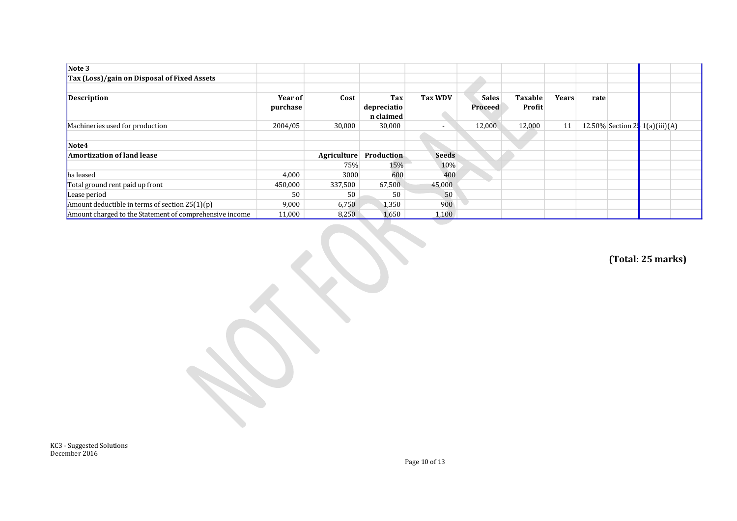**Note 3**

**Tax (Loss)/gain on Disposal of Fixed Assets**

| Description | Year of purchase | Cost | Tax depreciation claimed | Tax WDV | Sales Proceed | Taxable Profit | Years | rate | |
|---|---|---|---|---|---|---|---|---|---|
| Machineries used for production | 2004/05 | 30,000 | 30,000 | - | 12,000 | 12,000 | 11 | 12.50% | Section 25 1(a)(iii)(A) |

**Note4**

| Amortization of land lease | | Agriculture | Production | Seeds |
|---|---|---|---|---|
| | | 75% | 15% | 10% |
| ha leased | 4,000 | 3000 | 600 | 400 |
| Total ground rent paid up front | 450,000 | 337,500 | 67,500 | 45,000 |
| Lease period | 50 | 50 | 50 | 50 |
| Amount deductible in terms of section 25(1)(p) | 9,000 | 6,750 | 1,350 | 900 |
| Amount charged to the Statement of comprehensive income | 11,000 | 8,250 | 1,650 | 1,100 |

**(Total: 25 marks)**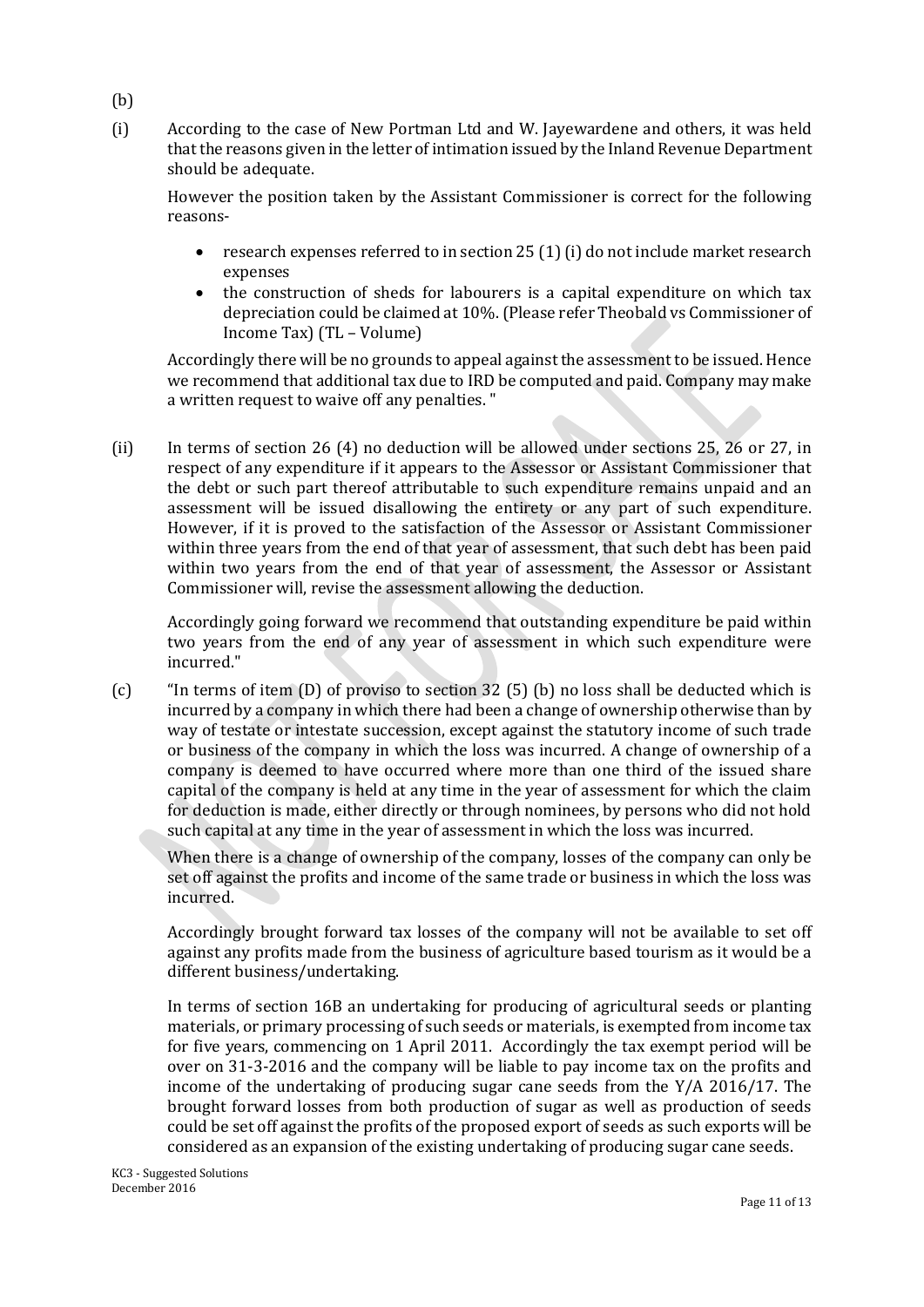(b)

(i) According to the case of New Portman Ltd and W. Jayewardene and others, it was held that the reasons given in the letter of intimation issued by the Inland Revenue Department should be adequate.

However the position taken by the Assistant Commissioner is correct for the following reasons-

- research expenses referred to in section 25 (1) (i) do not include market research expenses
- the construction of sheds for labourers is a capital expenditure on which tax depreciation could be claimed at 10%. (Please refer Theobald vs Commissioner of Income Tax) (TL – Volume)

Accordingly there will be no grounds to appeal against the assessment to be issued. Hence we recommend that additional tax due to IRD be computed and paid. Company may make a written request to waive off any penalties. "

(ii) In terms of section 26 (4) no deduction will be allowed under sections 25, 26 or 27, in respect of any expenditure if it appears to the Assessor or Assistant Commissioner that the debt or such part thereof attributable to such expenditure remains unpaid and an assessment will be issued disallowing the entirety or any part of such expenditure. However, if it is proved to the satisfaction of the Assessor or Assistant Commissioner within three years from the end of that year of assessment, that such debt has been paid within two years from the end of that year of assessment, the Assessor or Assistant Commissioner will, revise the assessment allowing the deduction.

Accordingly going forward we recommend that outstanding expenditure be paid within two years from the end of any year of assessment in which such expenditure were incurred."

(c) "In terms of item (D) of proviso to section 32 (5) (b) no loss shall be deducted which is incurred by a company in which there had been a change of ownership otherwise than by way of testate or intestate succession, except against the statutory income of such trade or business of the company in which the loss was incurred. A change of ownership of a company is deemed to have occurred where more than one third of the issued share capital of the company is held at any time in the year of assessment for which the claim for deduction is made, either directly or through nominees, by persons who did not hold such capital at any time in the year of assessment in which the loss was incurred.

When there is a change of ownership of the company, losses of the company can only be set off against the profits and income of the same trade or business in which the loss was incurred.

Accordingly brought forward tax losses of the company will not be available to set off against any profits made from the business of agriculture based tourism as it would be a different business/undertaking.

In terms of section 16B an undertaking for producing of agricultural seeds or planting materials, or primary processing of such seeds or materials, is exempted from income tax for five years, commencing on 1 April 2011. Accordingly the tax exempt period will be over on 31-3-2016 and the company will be liable to pay income tax on the profits and income of the undertaking of producing sugar cane seeds from the Y/A 2016/17. The brought forward losses from both production of sugar as well as production of seeds could be set off against the profits of the proposed export of seeds as such exports will be considered as an expansion of the existing undertaking of producing sugar cane seeds.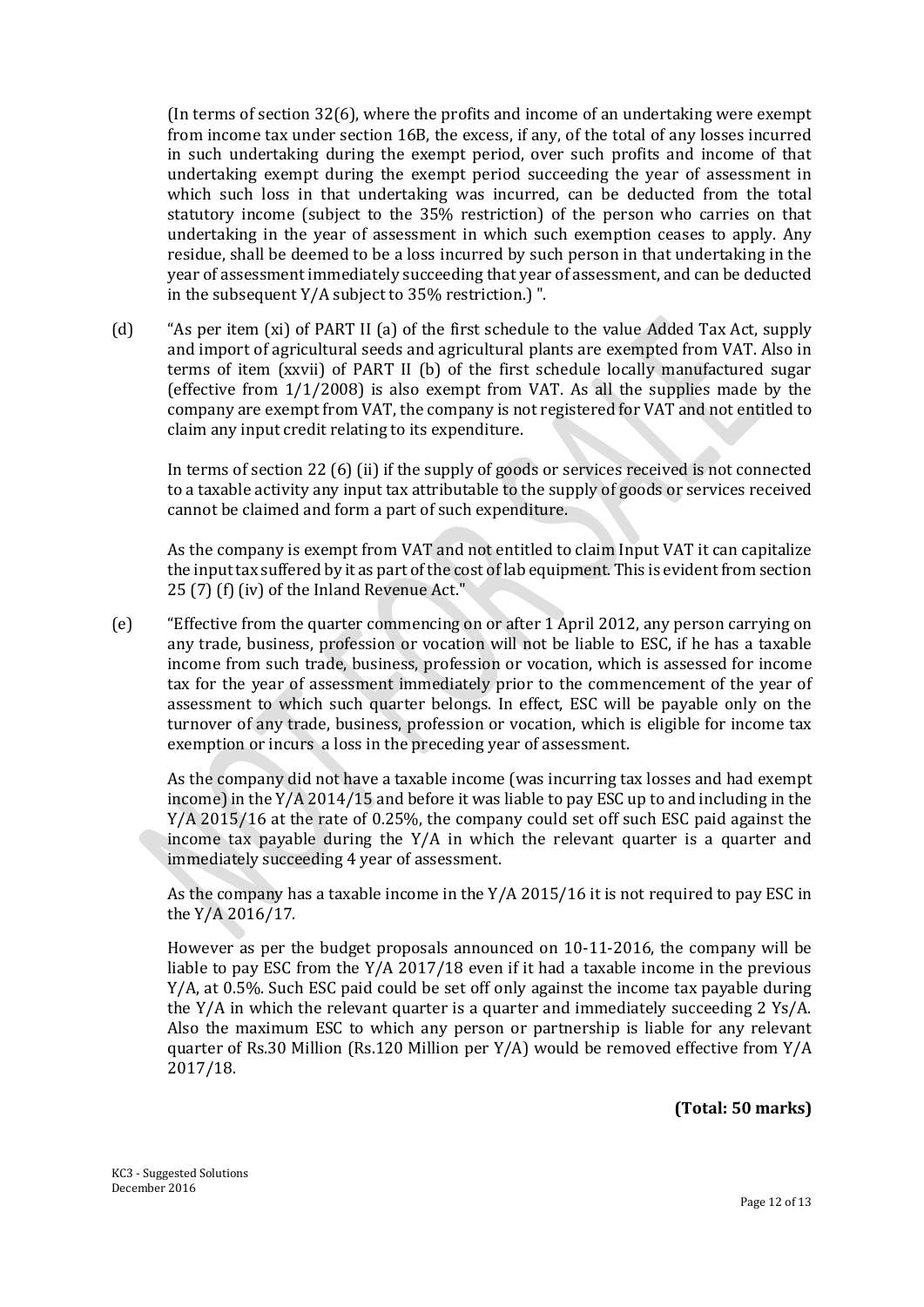(In terms of section 32(6), where the profits and income of an undertaking were exempt from income tax under section 16B, the excess, if any, of the total of any losses incurred in such undertaking during the exempt period, over such profits and income of that undertaking exempt during the exempt period succeeding the year of assessment in which such loss in that undertaking was incurred, can be deducted from the total statutory income (subject to the 35% restriction) of the person who carries on that undertaking in the year of assessment in which such exemption ceases to apply. Any residue, shall be deemed to be a loss incurred by such person in that undertaking in the year of assessment immediately succeeding that year of assessment, and can be deducted in the subsequent Y/A subject to 35% restriction.) ".

(d) "As per item (xi) of PART II (a) of the first schedule to the value Added Tax Act, supply and import of agricultural seeds and agricultural plants are exempted from VAT. Also in terms of item (xxvii) of PART II (b) of the first schedule locally manufactured sugar (effective from 1/1/2008) is also exempt from VAT. As all the supplies made by the company are exempt from VAT, the company is not registered for VAT and not entitled to claim any input credit relating to its expenditure.

In terms of section 22 (6) (ii) if the supply of goods or services received is not connected to a taxable activity any input tax attributable to the supply of goods or services received cannot be claimed and form a part of such expenditure.

As the company is exempt from VAT and not entitled to claim Input VAT it can capitalize the input tax suffered by it as part of the cost of lab equipment. This is evident from section 25 (7) (f) (iv) of the Inland Revenue Act."

(e) "Effective from the quarter commencing on or after 1 April 2012, any person carrying on any trade, business, profession or vocation will not be liable to ESC, if he has a taxable income from such trade, business, profession or vocation, which is assessed for income tax for the year of assessment immediately prior to the commencement of the year of assessment to which such quarter belongs. In effect, ESC will be payable only on the turnover of any trade, business, profession or vocation, which is eligible for income tax exemption or incurs a loss in the preceding year of assessment.

As the company did not have a taxable income (was incurring tax losses and had exempt income) in the Y/A 2014/15 and before it was liable to pay ESC up to and including in the Y/A 2015/16 at the rate of 0.25%, the company could set off such ESC paid against the income tax payable during the Y/A in which the relevant quarter is a quarter and immediately succeeding 4 year of assessment.

As the company has a taxable income in the Y/A 2015/16 it is not required to pay ESC in the Y/A 2016/17.

However as per the budget proposals announced on 10-11-2016, the company will be liable to pay ESC from the Y/A 2017/18 even if it had a taxable income in the previous Y/A, at 0.5%. Such ESC paid could be set off only against the income tax payable during the Y/A in which the relevant quarter is a quarter and immediately succeeding 2 Ys/A. Also the maximum ESC to which any person or partnership is liable for any relevant quarter of Rs.30 Million (Rs.120 Million per Y/A) would be removed effective from Y/A 2017/18.

**(Total: 50 marks)**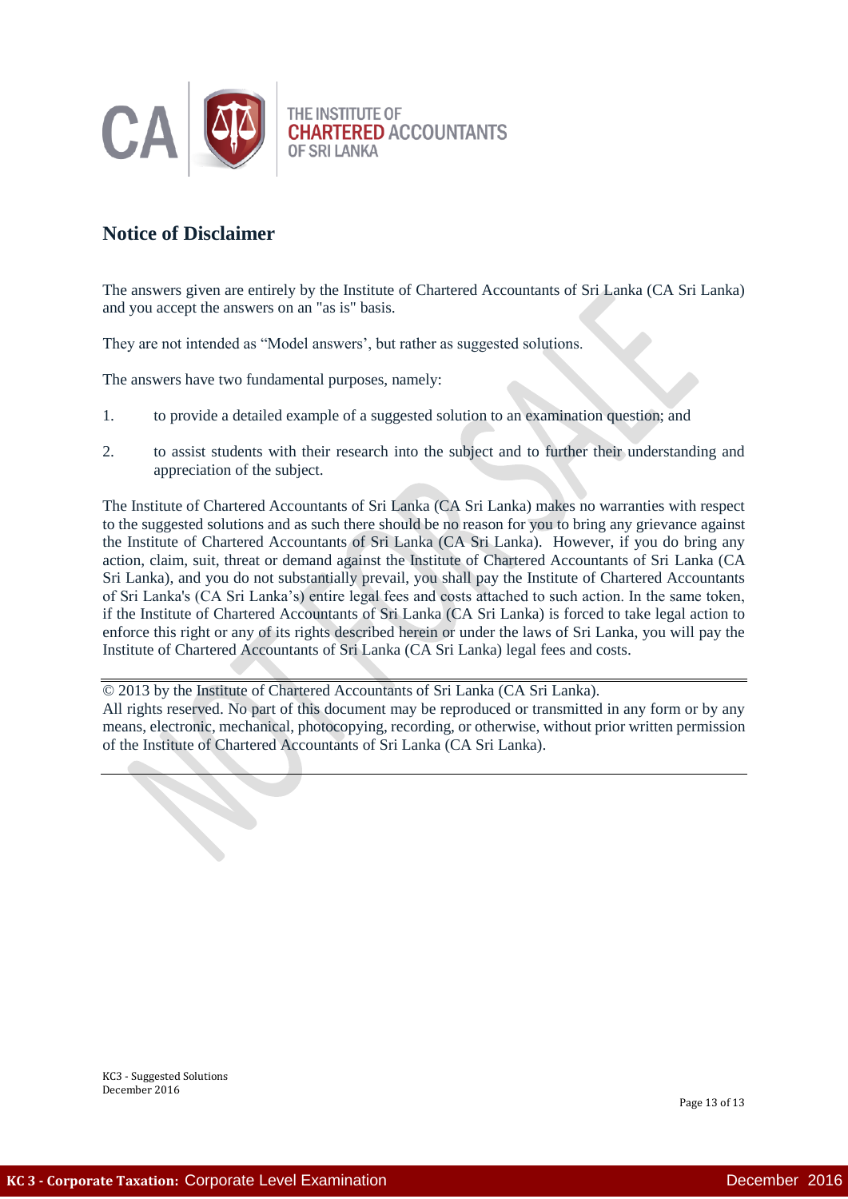## Notice of Disclaimer

The answers given are entirely by the Institute of Chartered Accountants of Sri Lanka (CA Sri Lanka) and you accept the answers on an "as is" basis.

They are not intended as "Model answers', but rather as suggested solutions.

The answers have two fundamental purposes, namely:

1. to provide a detailed example of a suggested solution to an examination question; and

2. to assist students with their research into the subject and to further their understanding and appreciation of the subject.

The Institute of Chartered Accountants of Sri Lanka (CA Sri Lanka) makes no warranties with respect to the suggested solutions and as such there should be no reason for you to bring any grievance against the Institute of Chartered Accountants of Sri Lanka (CA Sri Lanka). However, if you do bring any action, claim, suit, threat or demand against the Institute of Chartered Accountants of Sri Lanka (CA Sri Lanka), and you do not substantially prevail, you shall pay the Institute of Chartered Accountants of Sri Lanka's (CA Sri Lanka's) entire legal fees and costs attached to such action. In the same token, if the Institute of Chartered Accountants of Sri Lanka (CA Sri Lanka) is forced to take legal action to enforce this right or any of its rights described herein or under the laws of Sri Lanka, you will pay the Institute of Chartered Accountants of Sri Lanka (CA Sri Lanka) legal fees and costs.

---

© 2013 by the Institute of Chartered Accountants of Sri Lanka (CA Sri Lanka).
All rights reserved. No part of this document may be reproduced or transmitted in any form or by any means, electronic, mechanical, photocopying, recording, or otherwise, without prior written permission of the Institute of Chartered Accountants of Sri Lanka (CA Sri Lanka).

---